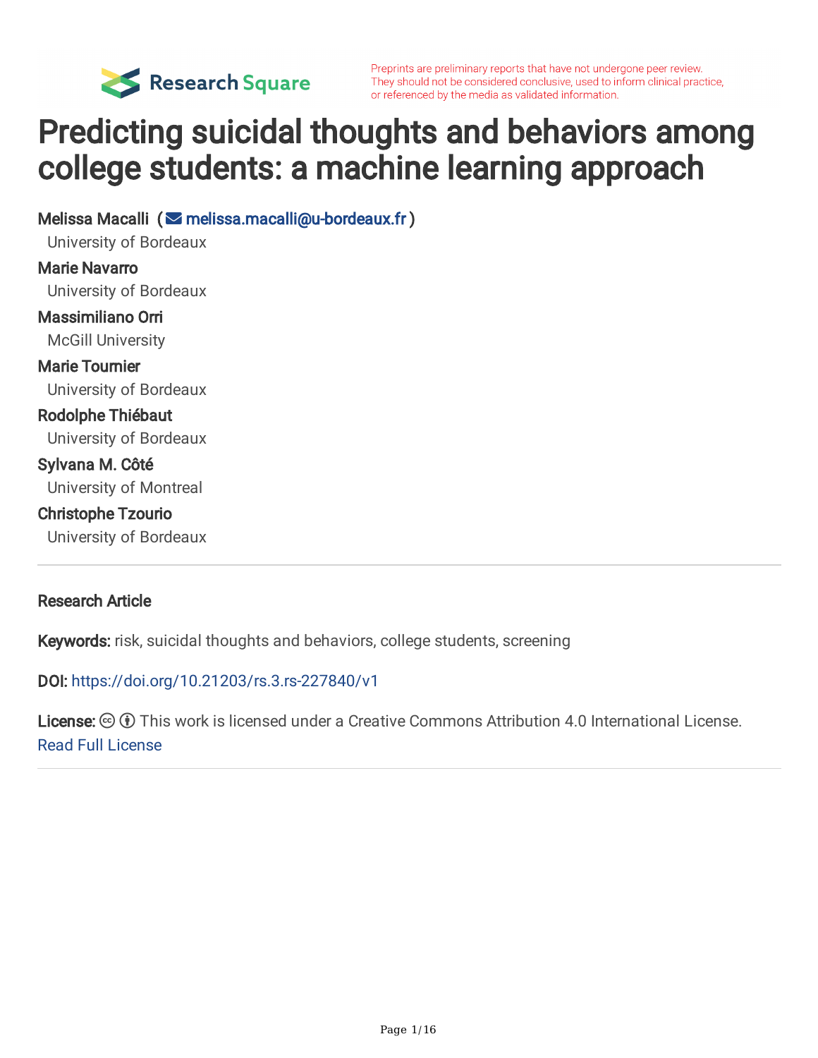Preprints are preliminary reports that have not undergone peer review. They should not be considered conclusive, used to inform clinical practice, or referenced by the media as validated information.

# Predicting suicidal thoughts and behaviors among college students: a machine learning approach

**Melissa Macalli** ( melissa.macalli@u-bordeaux.fr )
University of Bordeaux

**Marie Navarro**
University of Bordeaux

**Massimiliano Orri**
McGill University

**Marie Tournier**
University of Bordeaux

**Rodolphe Thiébaut**
University of Bordeaux

**Sylvana M. Côté**
University of Montreal

**Christophe Tzourio**
University of Bordeaux

---

**Research Article**

**Keywords:** risk, suicidal thoughts and behaviors, college students, screening

**DOI:** https://doi.org/10.21203/rs.3.rs-227840/v1

**License:** This work is licensed under a Creative Commons Attribution 4.0 International License. Read Full License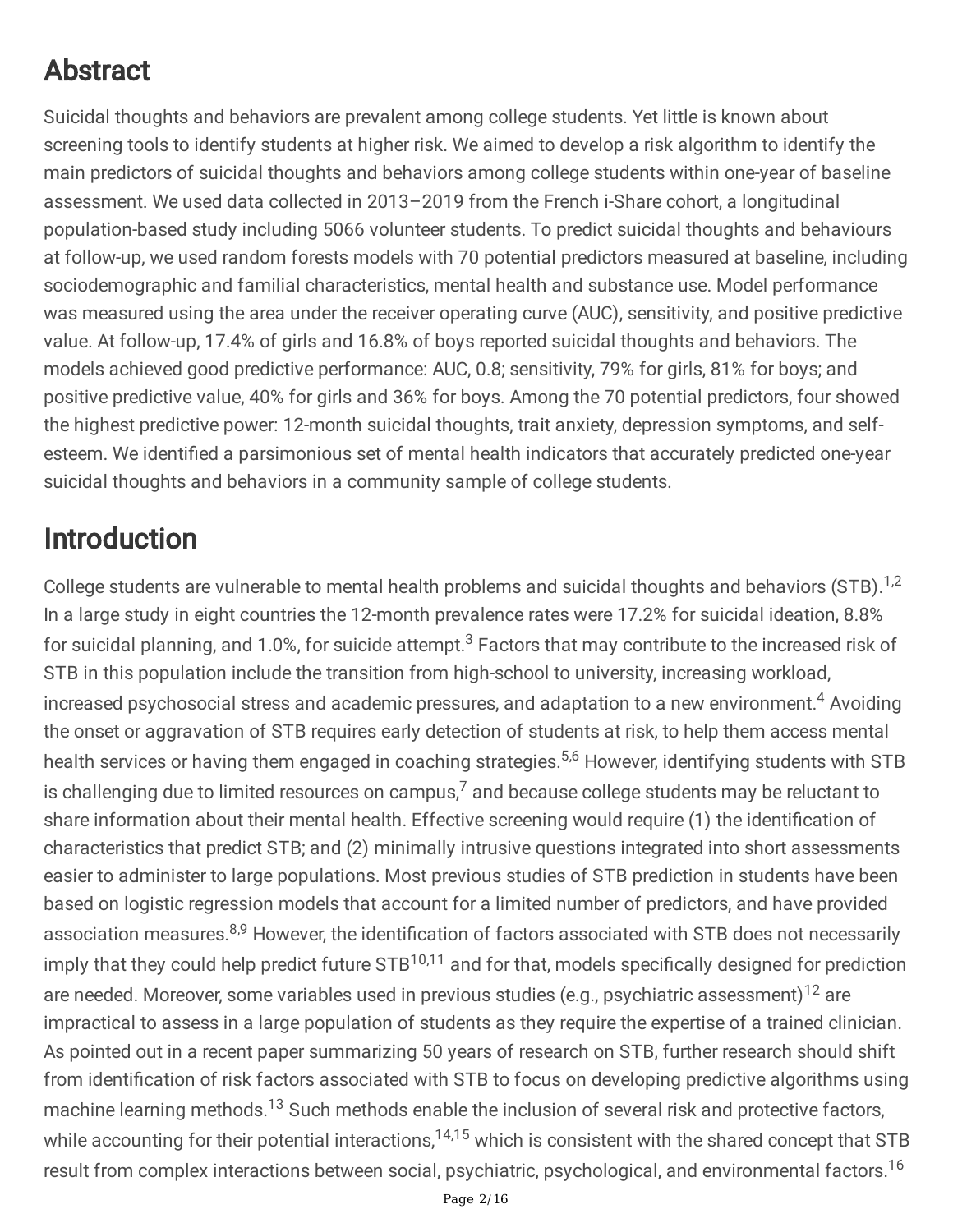## Abstract

Suicidal thoughts and behaviors are prevalent among college students. Yet little is known about screening tools to identify students at higher risk. We aimed to develop a risk algorithm to identify the main predictors of suicidal thoughts and behaviors among college students within one-year of baseline assessment. We used data collected in 2013–2019 from the French i-Share cohort, a longitudinal population-based study including 5066 volunteer students. To predict suicidal thoughts and behaviours at follow-up, we used random forests models with 70 potential predictors measured at baseline, including sociodemographic and familial characteristics, mental health and substance use. Model performance was measured using the area under the receiver operating curve (AUC), sensitivity, and positive predictive value. At follow-up, 17.4% of girls and 16.8% of boys reported suicidal thoughts and behaviors. The models achieved good predictive performance: AUC, 0.8; sensitivity, 79% for girls, 81% for boys; and positive predictive value, 40% for girls and 36% for boys. Among the 70 potential predictors, four showed the highest predictive power: 12-month suicidal thoughts, trait anxiety, depression symptoms, and self-esteem. We identified a parsimonious set of mental health indicators that accurately predicted one-year suicidal thoughts and behaviors in a community sample of college students.

## Introduction

College students are vulnerable to mental health problems and suicidal thoughts and behaviors (STB).[1,2] In a large study in eight countries the 12-month prevalence rates were 17.2% for suicidal ideation, 8.8% for suicidal planning, and 1.0%, for suicide attempt.[3] Factors that may contribute to the increased risk of STB in this population include the transition from high-school to university, increasing workload, increased psychosocial stress and academic pressures, and adaptation to a new environment.[4] Avoiding the onset or aggravation of STB requires early detection of students at risk, to help them access mental health services or having them engaged in coaching strategies.[5,6] However, identifying students with STB is challenging due to limited resources on campus,[7] and because college students may be reluctant to share information about their mental health. Effective screening would require (1) the identification of characteristics that predict STB; and (2) minimally intrusive questions integrated into short assessments easier to administer to large populations. Most previous studies of STB prediction in students have been based on logistic regression models that account for a limited number of predictors, and have provided association measures.[8,9] However, the identification of factors associated with STB does not necessarily imply that they could help predict future STB[10,11] and for that, models specifically designed for prediction are needed. Moreover, some variables used in previous studies (e.g., psychiatric assessment)[12] are impractical to assess in a large population of students as they require the expertise of a trained clinician. As pointed out in a recent paper summarizing 50 years of research on STB, further research should shift from identification of risk factors associated with STB to focus on developing predictive algorithms using machine learning methods.[13] Such methods enable the inclusion of several risk and protective factors, while accounting for their potential interactions,[14,15] which is consistent with the shared concept that STB result from complex interactions between social, psychiatric, psychological, and environmental factors.[16]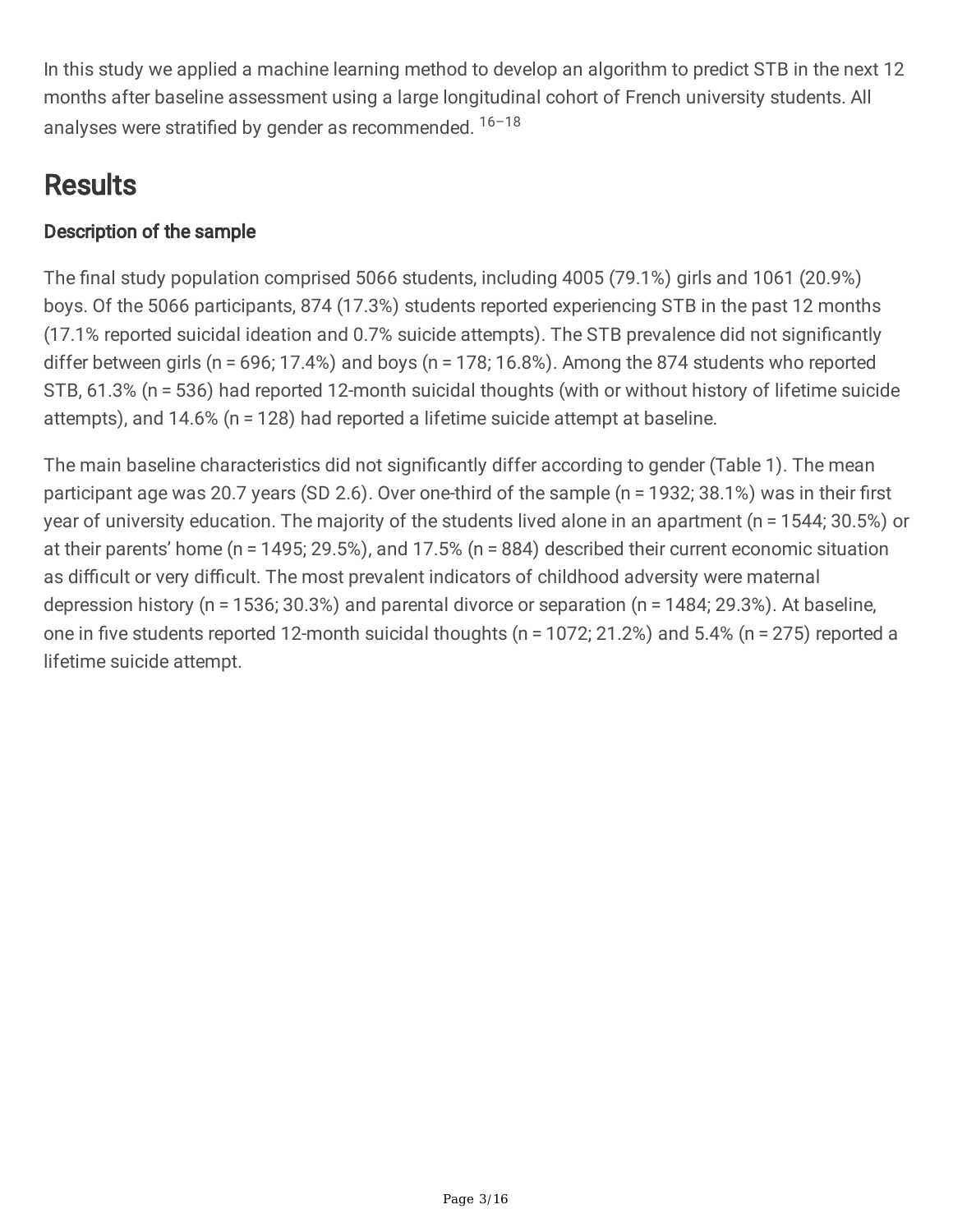In this study we applied a machine learning method to develop an algorithm to predict STB in the next 12 months after baseline assessment using a large longitudinal cohort of French university students. All analyses were stratified by gender as recommended. [16–18]

# Results

## Description of the sample

The final study population comprised 5066 students, including 4005 (79.1%) girls and 1061 (20.9%) boys. Of the 5066 participants, 874 (17.3%) students reported experiencing STB in the past 12 months (17.1% reported suicidal ideation and 0.7% suicide attempts). The STB prevalence did not significantly differ between girls (n = 696; 17.4%) and boys (n = 178; 16.8%). Among the 874 students who reported STB, 61.3% (n = 536) had reported 12-month suicidal thoughts (with or without history of lifetime suicide attempts), and 14.6% (n = 128) had reported a lifetime suicide attempt at baseline.

The main baseline characteristics did not significantly differ according to gender (Table 1). The mean participant age was 20.7 years (SD 2.6). Over one-third of the sample (n = 1932; 38.1%) was in their first year of university education. The majority of the students lived alone in an apartment (n = 1544; 30.5%) or at their parents' home (n = 1495; 29.5%), and 17.5% (n = 884) described their current economic situation as difficult or very difficult. The most prevalent indicators of childhood adversity were maternal depression history (n = 1536; 30.3%) and parental divorce or separation (n = 1484; 29.3%). At baseline, one in five students reported 12-month suicidal thoughts (n = 1072; 21.2%) and 5.4% (n = 275) reported a lifetime suicide attempt.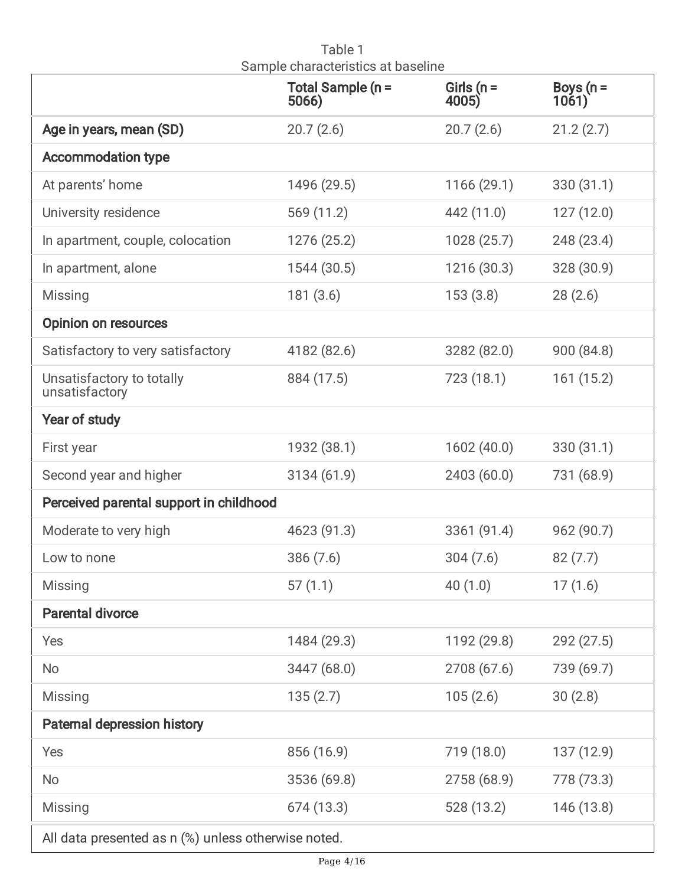Table 1
Sample characteristics at baseline

| | Total Sample (n = 5066) | Girls (n = 4005) | Boys (n = 1061) |
|---|---|---|---|
| **Age in years, mean (SD)** | 20.7 (2.6) | 20.7 (2.6) | 21.2 (2.7) |
| **Accommodation type** | | | |
| At parents' home | 1496 (29.5) | 1166 (29.1) | 330 (31.1) |
| University residence | 569 (11.2) | 442 (11.0) | 127 (12.0) |
| In apartment, couple, colocation | 1276 (25.2) | 1028 (25.7) | 248 (23.4) |
| In apartment, alone | 1544 (30.5) | 1216 (30.3) | 328 (30.9) |
| Missing | 181 (3.6) | 153 (3.8) | 28 (2.6) |
| **Opinion on resources** | | | |
| Satisfactory to very satisfactory | 4182 (82.6) | 3282 (82.0) | 900 (84.8) |
| Unsatisfactory to totally unsatisfactory | 884 (17.5) | 723 (18.1) | 161 (15.2) |
| **Year of study** | | | |
| First year | 1932 (38.1) | 1602 (40.0) | 330 (31.1) |
| Second year and higher | 3134 (61.9) | 2403 (60.0) | 731 (68.9) |
| **Perceived parental support in childhood** | | | |
| Moderate to very high | 4623 (91.3) | 3361 (91.4) | 962 (90.7) |
| Low to none | 386 (7.6) | 304 (7.6) | 82 (7.7) |
| Missing | 57 (1.1) | 40 (1.0) | 17 (1.6) |
| **Parental divorce** | | | |
| Yes | 1484 (29.3) | 1192 (29.8) | 292 (27.5) |
| No | 3447 (68.0) | 2708 (67.6) | 739 (69.7) |
| Missing | 135 (2.7) | 105 (2.6) | 30 (2.8) |
| **Paternal depression history** | | | |
| Yes | 856 (16.9) | 719 (18.0) | 137 (12.9) |
| No | 3536 (69.8) | 2758 (68.9) | 778 (73.3) |
| Missing | 674 (13.3) | 528 (13.2) | 146 (13.8) |

All data presented as n (%) unless otherwise noted.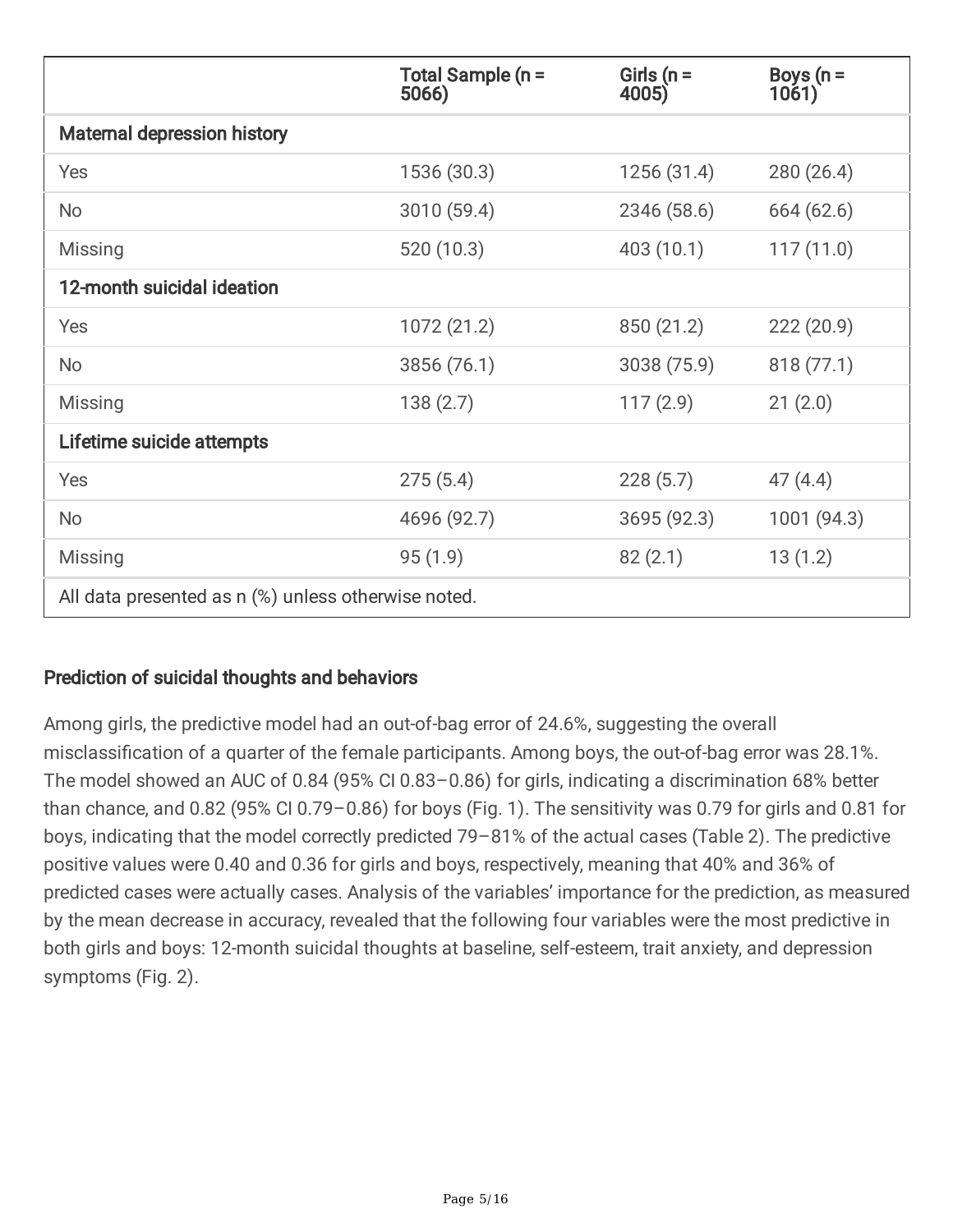|  | Total Sample (n = 5066) | Girls (n = 4005) | Boys (n = 1061) |
| --- | --- | --- | --- |
| Maternal depression history |  |  |  |
| Yes | 1536 (30.3) | 1256 (31.4) | 280 (26.4) |
| No | 3010 (59.4) | 2346 (58.6) | 664 (62.6) |
| Missing | 520 (10.3) | 403 (10.1) | 117 (11.0) |
| 12-month suicidal ideation |  |  |  |
| Yes | 1072 (21.2) | 850 (21.2) | 222 (20.9) |
| No | 3856 (76.1) | 3038 (75.9) | 818 (77.1) |
| Missing | 138 (2.7) | 117 (2.9) | 21 (2.0) |
| Lifetime suicide attempts |  |  |  |
| Yes | 275 (5.4) | 228 (5.7) | 47 (4.4) |
| No | 4696 (92.7) | 3695 (92.3) | 1001 (94.3) |
| Missing | 95 (1.9) | 82 (2.1) | 13 (1.2) |
| All data presented as n (%) unless otherwise noted. |  |  |  |

## Prediction of suicidal thoughts and behaviors

Among girls, the predictive model had an out-of-bag error of 24.6%, suggesting the overall misclassification of a quarter of the female participants. Among boys, the out-of-bag error was 28.1%. The model showed an AUC of 0.84 (95% CI 0.83–0.86) for girls, indicating a discrimination 68% better than chance, and 0.82 (95% CI 0.79–0.86) for boys (Fig. 1). The sensitivity was 0.79 for girls and 0.81 for boys, indicating that the model correctly predicted 79–81% of the actual cases (Table 2). The predictive positive values were 0.40 and 0.36 for girls and boys, respectively, meaning that 40% and 36% of predicted cases were actually cases. Analysis of the variables' importance for the prediction, as measured by the mean decrease in accuracy, revealed that the following four variables were the most predictive in both girls and boys: 12-month suicidal thoughts at baseline, self-esteem, trait anxiety, and depression symptoms (Fig. 2).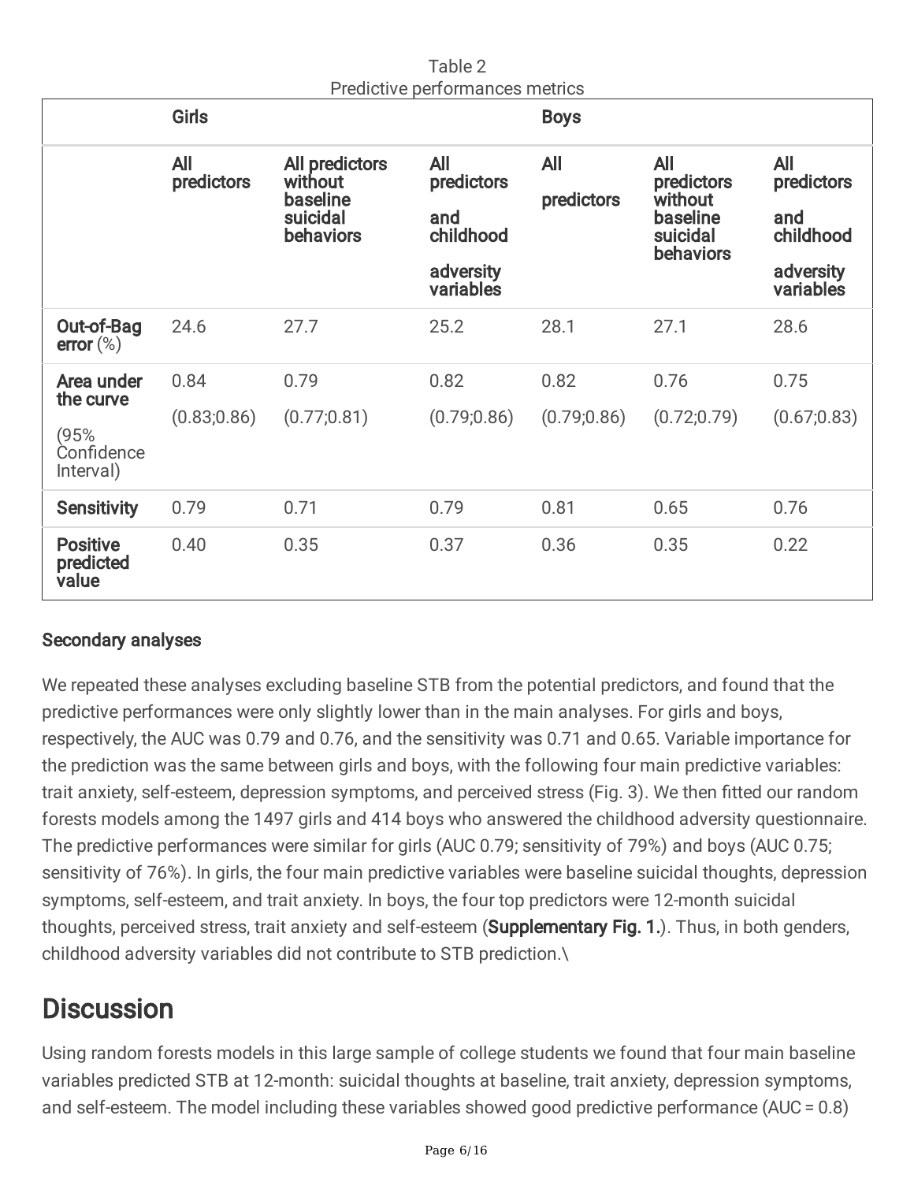Table 2
Predictive performances metrics

| | Girls | | | Boys | | |
|---|---|---|---|---|---|---|
| | **All predictors** | **All predictors without baseline suicidal behaviors** | **All predictors and childhood adversity variables** | **All predictors** | **All predictors without baseline suicidal behaviors** | **All predictors and childhood adversity variables** |
| **Out-of-Bag error** (%) | 24.6 | 27.7 | 25.2 | 28.1 | 27.1 | 28.6 |
| **Area under the curve** (95% Confidence Interval) | 0.84 (0.83;0.86) | 0.79 (0.77;0.81) | 0.82 (0.79;0.86) | 0.82 (0.79;0.86) | 0.76 (0.72;0.79) | 0.75 (0.67;0.83) |
| **Sensitivity** | 0.79 | 0.71 | 0.79 | 0.81 | 0.65 | 0.76 |
| **Positive predicted value** | 0.40 | 0.35 | 0.37 | 0.36 | 0.35 | 0.22 |

### Secondary analyses

We repeated these analyses excluding baseline STB from the potential predictors, and found that the predictive performances were only slightly lower than in the main analyses. For girls and boys, respectively, the AUC was 0.79 and 0.76, and the sensitivity was 0.71 and 0.65. Variable importance for the prediction was the same between girls and boys, with the following four main predictive variables: trait anxiety, self-esteem, depression symptoms, and perceived stress (Fig. 3). We then fitted our random forests models among the 1497 girls and 414 boys who answered the childhood adversity questionnaire. The predictive performances were similar for girls (AUC 0.79; sensitivity of 79%) and boys (AUC 0.75; sensitivity of 76%). In girls, the four main predictive variables were baseline suicidal thoughts, depression symptoms, self-esteem, and trait anxiety. In boys, the four top predictors were 12-month suicidal thoughts, perceived stress, trait anxiety and self-esteem (**Supplementary Fig. 1.**). Thus, in both genders, childhood adversity variables did not contribute to STB prediction.\

## Discussion

Using random forests models in this large sample of college students we found that four main baseline variables predicted STB at 12-month: suicidal thoughts at baseline, trait anxiety, depression symptoms, and self-esteem. The model including these variables showed good predictive performance (AUC = 0.8)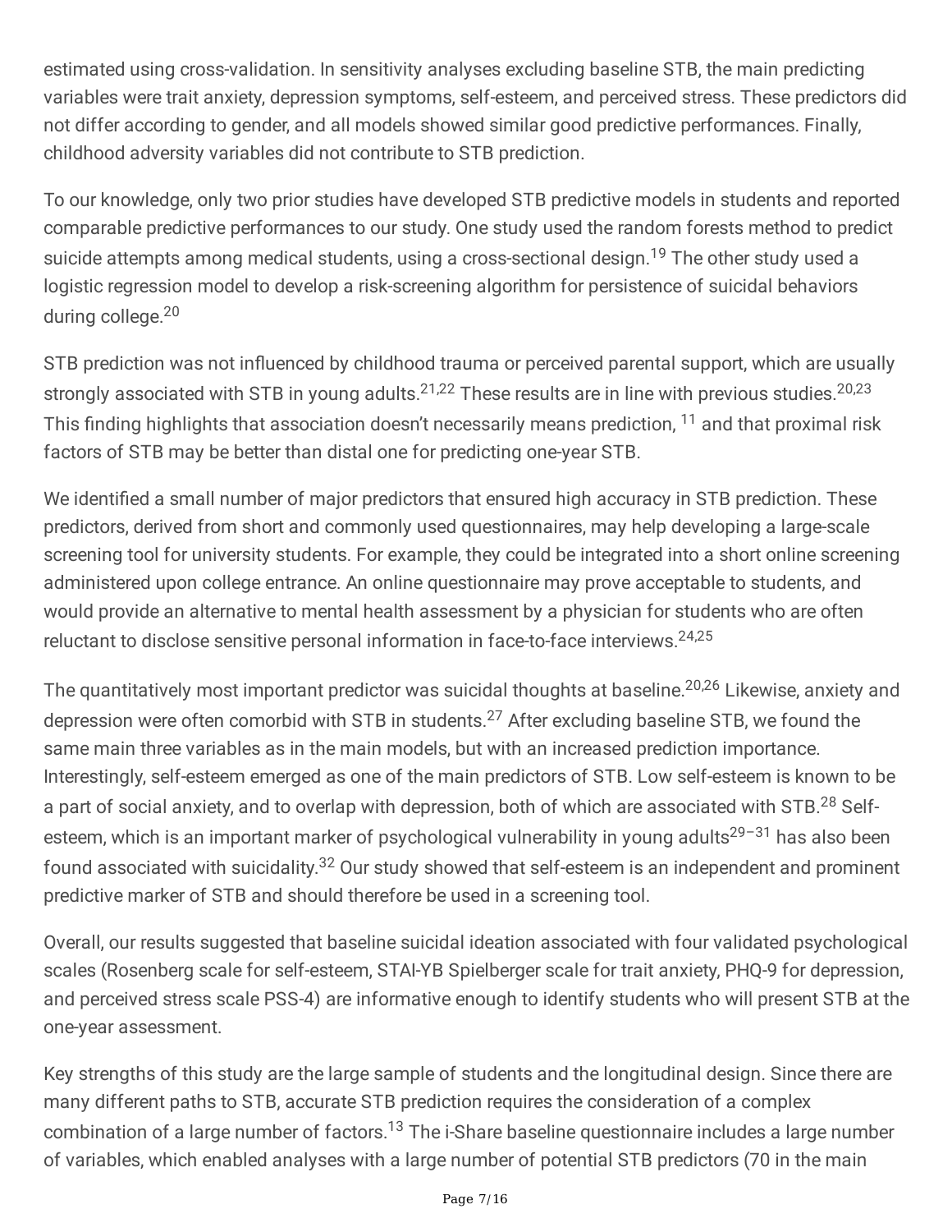estimated using cross-validation. In sensitivity analyses excluding baseline STB, the main predicting variables were trait anxiety, depression symptoms, self-esteem, and perceived stress. These predictors did not differ according to gender, and all models showed similar good predictive performances. Finally, childhood adversity variables did not contribute to STB prediction.

To our knowledge, only two prior studies have developed STB predictive models in students and reported comparable predictive performances to our study. One study used the random forests method to predict suicide attempts among medical students, using a cross-sectional design.[19] The other study used a logistic regression model to develop a risk-screening algorithm for persistence of suicidal behaviors during college.[20]

STB prediction was not influenced by childhood trauma or perceived parental support, which are usually strongly associated with STB in young adults.[21,22] These results are in line with previous studies.[20,23] This finding highlights that association doesn't necessarily means prediction, [11] and that proximal risk factors of STB may be better than distal one for predicting one-year STB.

We identified a small number of major predictors that ensured high accuracy in STB prediction. These predictors, derived from short and commonly used questionnaires, may help developing a large-scale screening tool for university students. For example, they could be integrated into a short online screening administered upon college entrance. An online questionnaire may prove acceptable to students, and would provide an alternative to mental health assessment by a physician for students who are often reluctant to disclose sensitive personal information in face-to-face interviews.[24,25]

The quantitatively most important predictor was suicidal thoughts at baseline.[20,26] Likewise, anxiety and depression were often comorbid with STB in students.[27] After excluding baseline STB, we found the same main three variables as in the main models, but with an increased prediction importance. Interestingly, self-esteem emerged as one of the main predictors of STB. Low self-esteem is known to be a part of social anxiety, and to overlap with depression, both of which are associated with STB.[28] Self-esteem, which is an important marker of psychological vulnerability in young adults[29–31] has also been found associated with suicidality.[32] Our study showed that self-esteem is an independent and prominent predictive marker of STB and should therefore be used in a screening tool.

Overall, our results suggested that baseline suicidal ideation associated with four validated psychological scales (Rosenberg scale for self-esteem, STAI-YB Spielberger scale for trait anxiety, PHQ-9 for depression, and perceived stress scale PSS-4) are informative enough to identify students who will present STB at the one-year assessment.

Key strengths of this study are the large sample of students and the longitudinal design. Since there are many different paths to STB, accurate STB prediction requires the consideration of a complex combination of a large number of factors.[13] The i-Share baseline questionnaire includes a large number of variables, which enabled analyses with a large number of potential STB predictors (70 in the main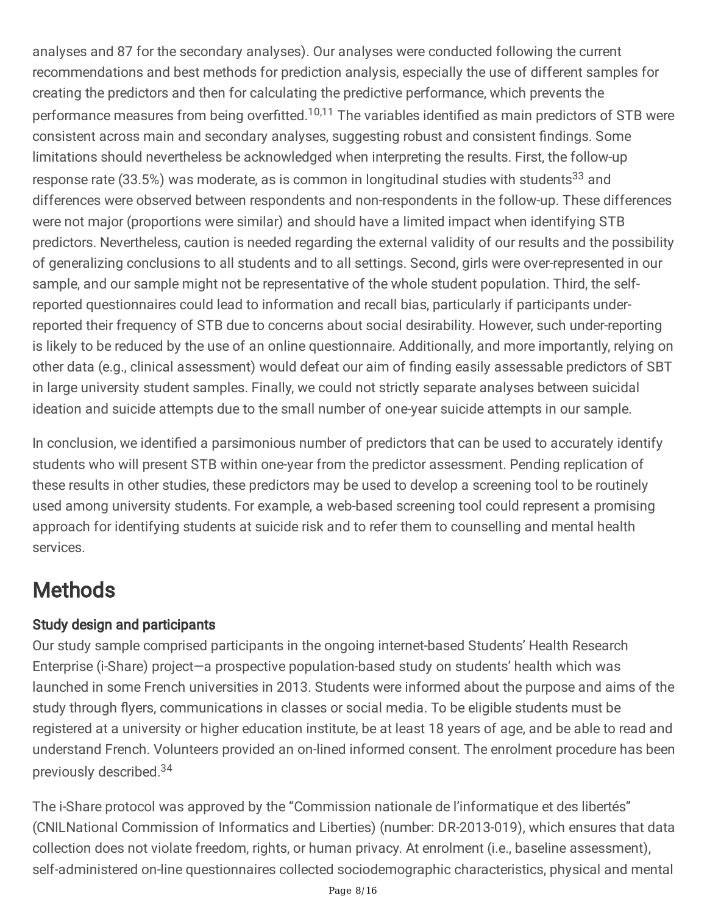analyses and 87 for the secondary analyses). Our analyses were conducted following the current recommendations and best methods for prediction analysis, especially the use of different samples for creating the predictors and then for calculating the predictive performance, which prevents the performance measures from being overfitted.[10,11] The variables identified as main predictors of STB were consistent across main and secondary analyses, suggesting robust and consistent findings. Some limitations should nevertheless be acknowledged when interpreting the results. First, the follow-up response rate (33.5%) was moderate, as is common in longitudinal studies with students[33] and differences were observed between respondents and non-respondents in the follow-up. These differences were not major (proportions were similar) and should have a limited impact when identifying STB predictors. Nevertheless, caution is needed regarding the external validity of our results and the possibility of generalizing conclusions to all students and to all settings. Second, girls were over-represented in our sample, and our sample might not be representative of the whole student population. Third, the self-reported questionnaires could lead to information and recall bias, particularly if participants under-reported their frequency of STB due to concerns about social desirability. However, such under-reporting is likely to be reduced by the use of an online questionnaire. Additionally, and more importantly, relying on other data (e.g., clinical assessment) would defeat our aim of finding easily assessable predictors of SBT in large university student samples. Finally, we could not strictly separate analyses between suicidal ideation and suicide attempts due to the small number of one-year suicide attempts in our sample.

In conclusion, we identified a parsimonious number of predictors that can be used to accurately identify students who will present STB within one-year from the predictor assessment. Pending replication of these results in other studies, these predictors may be used to develop a screening tool to be routinely used among university students. For example, a web-based screening tool could represent a promising approach for identifying students at suicide risk and to refer them to counselling and mental health services.

# Methods

### Study design and participants

Our study sample comprised participants in the ongoing internet-based Students' Health Research Enterprise (i-Share) project—a prospective population-based study on students' health which was launched in some French universities in 2013. Students were informed about the purpose and aims of the study through flyers, communications in classes or social media. To be eligible students must be registered at a university or higher education institute, be at least 18 years of age, and be able to read and understand French. Volunteers provided an on-lined informed consent. The enrolment procedure has been previously described.[34]

The i-Share protocol was approved by the "Commission nationale de l'informatique et des libertés" (CNILNational Commission of Informatics and Liberties) (number: DR-2013-019), which ensures that data collection does not violate freedom, rights, or human privacy. At enrolment (i.e., baseline assessment), self-administered on-line questionnaires collected sociodemographic characteristics, physical and mental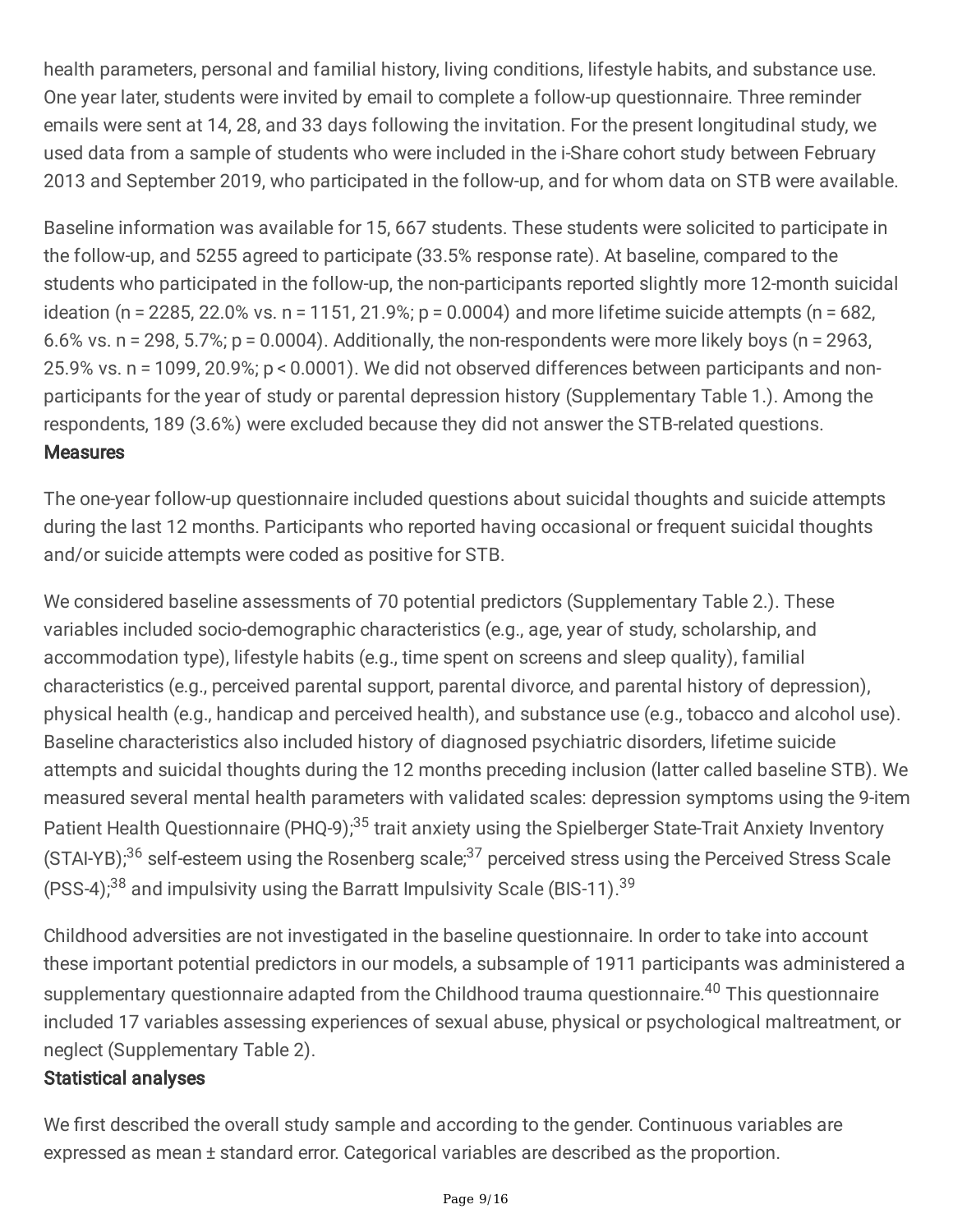health parameters, personal and familial history, living conditions, lifestyle habits, and substance use. One year later, students were invited by email to complete a follow-up questionnaire. Three reminder emails were sent at 14, 28, and 33 days following the invitation. For the present longitudinal study, we used data from a sample of students who were included in the i-Share cohort study between February 2013 and September 2019, who participated in the follow-up, and for whom data on STB were available.

Baseline information was available for 15, 667 students. These students were solicited to participate in the follow-up, and 5255 agreed to participate (33.5% response rate). At baseline, compared to the students who participated in the follow-up, the non-participants reported slightly more 12-month suicidal ideation (n = 2285, 22.0% vs. n = 1151, 21.9%; p = 0.0004) and more lifetime suicide attempts (n = 682, 6.6% vs. n = 298, 5.7%; p = 0.0004). Additionally, the non-respondents were more likely boys (n = 2963, 25.9% vs. n = 1099, 20.9%; p < 0.0001). We did not observed differences between participants and non-participants for the year of study or parental depression history (Supplementary Table 1.). Among the respondents, 189 (3.6%) were excluded because they did not answer the STB-related questions.

## Measures

The one-year follow-up questionnaire included questions about suicidal thoughts and suicide attempts during the last 12 months. Participants who reported having occasional or frequent suicidal thoughts and/or suicide attempts were coded as positive for STB.

We considered baseline assessments of 70 potential predictors (Supplementary Table 2.). These variables included socio-demographic characteristics (e.g., age, year of study, scholarship, and accommodation type), lifestyle habits (e.g., time spent on screens and sleep quality), familial characteristics (e.g., perceived parental support, parental divorce, and parental history of depression), physical health (e.g., handicap and perceived health), and substance use (e.g., tobacco and alcohol use). Baseline characteristics also included history of diagnosed psychiatric disorders, lifetime suicide attempts and suicidal thoughts during the 12 months preceding inclusion (latter called baseline STB). We measured several mental health parameters with validated scales: depression symptoms using the 9-item Patient Health Questionnaire (PHQ-9);[35] trait anxiety using the Spielberger State-Trait Anxiety Inventory (STAI-YB);[36] self-esteem using the Rosenberg scale;[37] perceived stress using the Perceived Stress Scale (PSS-4);[38] and impulsivity using the Barratt Impulsivity Scale (BIS-11).[39]

Childhood adversities are not investigated in the baseline questionnaire. In order to take into account these important potential predictors in our models, a subsample of 1911 participants was administered a supplementary questionnaire adapted from the Childhood trauma questionnaire.[40] This questionnaire included 17 variables assessing experiences of sexual abuse, physical or psychological maltreatment, or neglect (Supplementary Table 2).

## Statistical analyses

We first described the overall study sample and according to the gender. Continuous variables are expressed as mean ± standard error. Categorical variables are described as the proportion.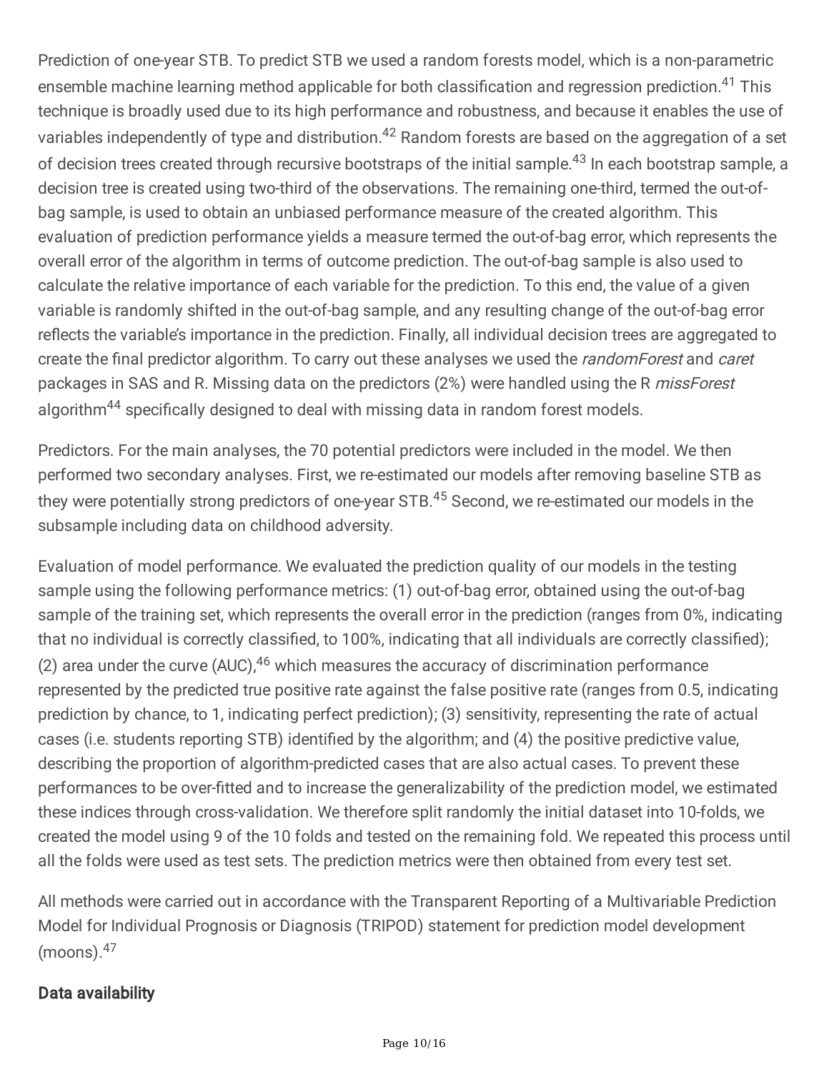Prediction of one-year STB. To predict STB we used a random forests model, which is a non-parametric ensemble machine learning method applicable for both classification and regression prediction.[41] This technique is broadly used due to its high performance and robustness, and because it enables the use of variables independently of type and distribution.[42] Random forests are based on the aggregation of a set of decision trees created through recursive bootstraps of the initial sample.[43] In each bootstrap sample, a decision tree is created using two-third of the observations. The remaining one-third, termed the out-of-bag sample, is used to obtain an unbiased performance measure of the created algorithm. This evaluation of prediction performance yields a measure termed the out-of-bag error, which represents the overall error of the algorithm in terms of outcome prediction. The out-of-bag sample is also used to calculate the relative importance of each variable for the prediction. To this end, the value of a given variable is randomly shifted in the out-of-bag sample, and any resulting change of the out-of-bag error reflects the variable's importance in the prediction. Finally, all individual decision trees are aggregated to create the final predictor algorithm. To carry out these analyses we used the *randomForest* and *caret* packages in SAS and R. Missing data on the predictors (2%) were handled using the R *missForest* algorithm[44] specifically designed to deal with missing data in random forest models.

Predictors. For the main analyses, the 70 potential predictors were included in the model. We then performed two secondary analyses. First, we re-estimated our models after removing baseline STB as they were potentially strong predictors of one-year STB.[45] Second, we re-estimated our models in the subsample including data on childhood adversity.

Evaluation of model performance. We evaluated the prediction quality of our models in the testing sample using the following performance metrics: (1) out-of-bag error, obtained using the out-of-bag sample of the training set, which represents the overall error in the prediction (ranges from 0%, indicating that no individual is correctly classified, to 100%, indicating that all individuals are correctly classified); (2) area under the curve (AUC),[46] which measures the accuracy of discrimination performance represented by the predicted true positive rate against the false positive rate (ranges from 0.5, indicating prediction by chance, to 1, indicating perfect prediction); (3) sensitivity, representing the rate of actual cases (i.e. students reporting STB) identified by the algorithm; and (4) the positive predictive value, describing the proportion of algorithm-predicted cases that are also actual cases. To prevent these performances to be over-fitted and to increase the generalizability of the prediction model, we estimated these indices through cross-validation. We therefore split randomly the initial dataset into 10-folds, we created the model using 9 of the 10 folds and tested on the remaining fold. We repeated this process until all the folds were used as test sets. The prediction metrics were then obtained from every test set.

All methods were carried out in accordance with the Transparent Reporting of a Multivariable Prediction Model for Individual Prognosis or Diagnosis (TRIPOD) statement for prediction model development (moons).[47]

## Data availability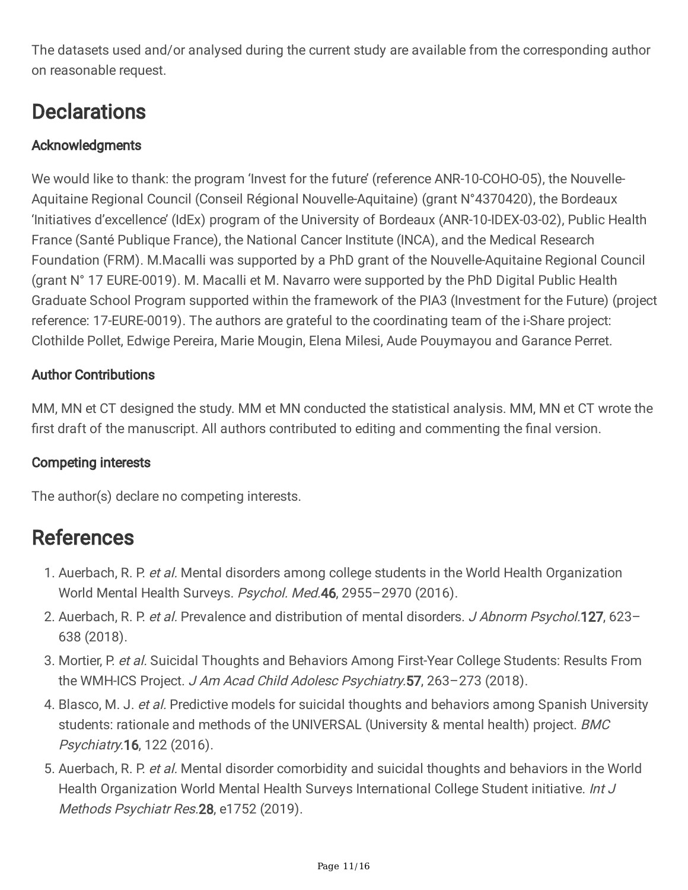The datasets used and/or analysed during the current study are available from the corresponding author on reasonable request.

# Declarations

### Acknowledgments

We would like to thank: the program 'Invest for the future' (reference ANR-10-COHO-05), the Nouvelle-Aquitaine Regional Council (Conseil Régional Nouvelle-Aquitaine) (grant N°4370420), the Bordeaux 'Initiatives d'excellence' (IdEx) program of the University of Bordeaux (ANR-10-IDEX-03-02), Public Health France (Santé Publique France), the National Cancer Institute (INCA), and the Medical Research Foundation (FRM). M.Macalli was supported by a PhD grant of the Nouvelle-Aquitaine Regional Council (grant N° 17 EURE-0019). M. Macalli et M. Navarro were supported by the PhD Digital Public Health Graduate School Program supported within the framework of the PIA3 (Investment for the Future) (project reference: 17-EURE-0019). The authors are grateful to the coordinating team of the i-Share project: Clothilde Pollet, Edwige Pereira, Marie Mougin, Elena Milesi, Aude Pouymayou and Garance Perret.

### Author Contributions

MM, MN et CT designed the study. MM et MN conducted the statistical analysis. MM, MN et CT wrote the first draft of the manuscript. All authors contributed to editing and commenting the final version.

### Competing interests

The author(s) declare no competing interests.

# References

1. Auerbach, R. P. *et al.* Mental disorders among college students in the World Health Organization World Mental Health Surveys. *Psychol. Med.* **46**, 2955–2970 (2016).
2. Auerbach, R. P. *et al.* Prevalence and distribution of mental disorders. *J Abnorm Psychol.* **127**, 623–638 (2018).
3. Mortier, P. *et al.* Suicidal Thoughts and Behaviors Among First-Year College Students: Results From the WMH-ICS Project. *J Am Acad Child Adolesc Psychiatry.* **57**, 263–273 (2018).
4. Blasco, M. J. *et al.* Predictive models for suicidal thoughts and behaviors among Spanish University students: rationale and methods of the UNIVERSAL (University & mental health) project. *BMC Psychiatry.* **16**, 122 (2016).
5. Auerbach, R. P. *et al.* Mental disorder comorbidity and suicidal thoughts and behaviors in the World Health Organization World Mental Health Surveys International College Student initiative. *Int J Methods Psychiatr Res.* **28**, e1752 (2019).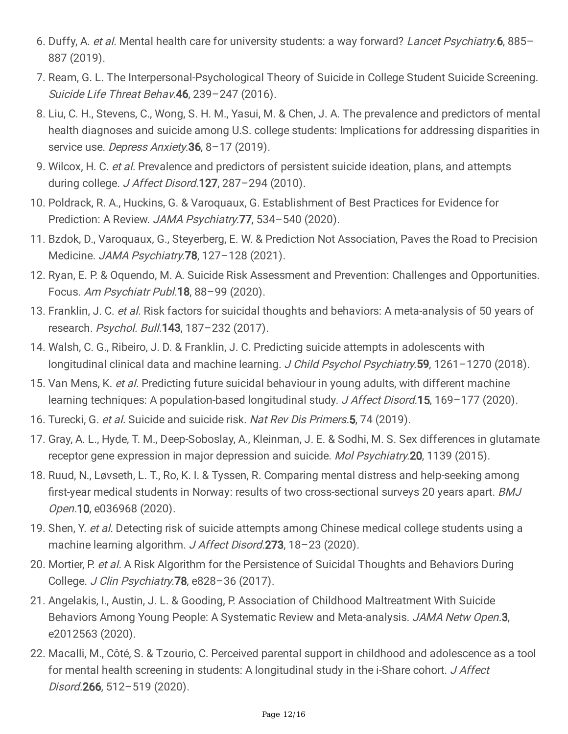6. Duffy, A. *et al.* Mental health care for university students: a way forward? *Lancet Psychiatry.* **6**, 885–887 (2019).
7. Ream, G. L. The Interpersonal-Psychological Theory of Suicide in College Student Suicide Screening. *Suicide Life Threat Behav.* **46**, 239–247 (2016).
8. Liu, C. H., Stevens, C., Wong, S. H. M., Yasui, M. & Chen, J. A. The prevalence and predictors of mental health diagnoses and suicide among U.S. college students: Implications for addressing disparities in service use. *Depress Anxiety.* **36**, 8–17 (2019).
9. Wilcox, H. C. *et al.* Prevalence and predictors of persistent suicide ideation, plans, and attempts during college. *J Affect Disord.* **127**, 287–294 (2010).
10. Poldrack, R. A., Huckins, G. & Varoquaux, G. Establishment of Best Practices for Evidence for Prediction: A Review. *JAMA Psychiatry.* **77**, 534–540 (2020).
11. Bzdok, D., Varoquaux, G., Steyerberg, E. W. & Prediction Not Association, Paves the Road to Precision Medicine. *JAMA Psychiatry.* **78**, 127–128 (2021).
12. Ryan, E. P. & Oquendo, M. A. Suicide Risk Assessment and Prevention: Challenges and Opportunities. Focus. *Am Psychiatr Publ.* **18**, 88–99 (2020).
13. Franklin, J. C. *et al.* Risk factors for suicidal thoughts and behaviors: A meta-analysis of 50 years of research. *Psychol. Bull.* **143**, 187–232 (2017).
14. Walsh, C. G., Ribeiro, J. D. & Franklin, J. C. Predicting suicide attempts in adolescents with longitudinal clinical data and machine learning. *J Child Psychol Psychiatry.* **59**, 1261–1270 (2018).
15. Van Mens, K. *et al.* Predicting future suicidal behaviour in young adults, with different machine learning techniques: A population-based longitudinal study. *J Affect Disord.* **15**, 169–177 (2020).
16. Turecki, G. *et al.* Suicide and suicide risk. *Nat Rev Dis Primers.* **5**, 74 (2019).
17. Gray, A. L., Hyde, T. M., Deep-Soboslay, A., Kleinman, J. E. & Sodhi, M. S. Sex differences in glutamate receptor gene expression in major depression and suicide. *Mol Psychiatry.* **20**, 1139 (2015).
18. Ruud, N., Løvseth, L. T., Ro, K. I. & Tyssen, R. Comparing mental distress and help-seeking among first-year medical students in Norway: results of two cross-sectional surveys 20 years apart. *BMJ Open.* **10**, e036968 (2020).
19. Shen, Y. *et al.* Detecting risk of suicide attempts among Chinese medical college students using a machine learning algorithm. *J Affect Disord.* **273**, 18–23 (2020).
20. Mortier, P. *et al.* A Risk Algorithm for the Persistence of Suicidal Thoughts and Behaviors During College. *J Clin Psychiatry.* **78**, e828–36 (2017).
21. Angelakis, I., Austin, J. L. & Gooding, P. Association of Childhood Maltreatment With Suicide Behaviors Among Young People: A Systematic Review and Meta-analysis. *JAMA Netw Open.* **3**, e2012563 (2020).
22. Macalli, M., Côté, S. & Tzourio, C. Perceived parental support in childhood and adolescence as a tool for mental health screening in students: A longitudinal study in the i-Share cohort. *J Affect Disord.* **266**, 512–519 (2020).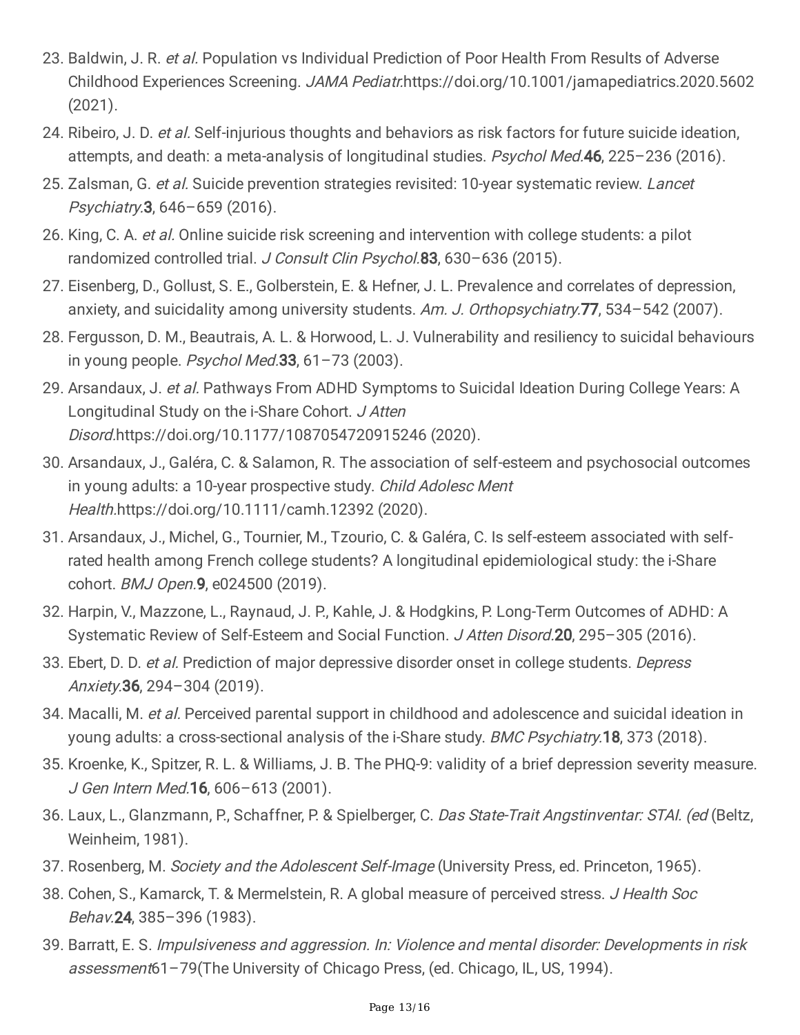23. Baldwin, J. R. *et al.* Population vs Individual Prediction of Poor Health From Results of Adverse Childhood Experiences Screening. *JAMA Pediatr.*https://doi.org/10.1001/jamapediatrics.2020.5602 (2021).
24. Ribeiro, J. D. *et al.* Self-injurious thoughts and behaviors as risk factors for future suicide ideation, attempts, and death: a meta-analysis of longitudinal studies. *Psychol Med.* **46**, 225–236 (2016).
25. Zalsman, G. *et al.* Suicide prevention strategies revisited: 10-year systematic review. *Lancet Psychiatry.* **3**, 646–659 (2016).
26. King, C. A. *et al.* Online suicide risk screening and intervention with college students: a pilot randomized controlled trial. *J Consult Clin Psychol.* **83**, 630–636 (2015).
27. Eisenberg, D., Gollust, S. E., Golberstein, E. & Hefner, J. L. Prevalence and correlates of depression, anxiety, and suicidality among university students. *Am. J. Orthopsychiatry.* **77**, 534–542 (2007).
28. Fergusson, D. M., Beautrais, A. L. & Horwood, L. J. Vulnerability and resiliency to suicidal behaviours in young people. *Psychol Med.* **33**, 61–73 (2003).
29. Arsandaux, J. *et al.* Pathways From ADHD Symptoms to Suicidal Ideation During College Years: A Longitudinal Study on the i-Share Cohort. *J Atten Disord.*https://doi.org/10.1177/1087054720915246 (2020).
30. Arsandaux, J., Galéra, C. & Salamon, R. The association of self-esteem and psychosocial outcomes in young adults: a 10-year prospective study. *Child Adolesc Ment Health.*https://doi.org/10.1111/camh.12392 (2020).
31. Arsandaux, J., Michel, G., Tournier, M., Tzourio, C. & Galéra, C. Is self-esteem associated with self-rated health among French college students? A longitudinal epidemiological study: the i-Share cohort. *BMJ Open.* **9**, e024500 (2019).
32. Harpin, V., Mazzone, L., Raynaud, J. P., Kahle, J. & Hodgkins, P. Long-Term Outcomes of ADHD: A Systematic Review of Self-Esteem and Social Function. *J Atten Disord.* **20**, 295–305 (2016).
33. Ebert, D. D. *et al.* Prediction of major depressive disorder onset in college students. *Depress Anxiety.* **36**, 294–304 (2019).
34. Macalli, M. *et al.* Perceived parental support in childhood and adolescence and suicidal ideation in young adults: a cross-sectional analysis of the i-Share study. *BMC Psychiatry.* **18**, 373 (2018).
35. Kroenke, K., Spitzer, R. L. & Williams, J. B. The PHQ-9: validity of a brief depression severity measure. *J Gen Intern Med.* **16**, 606–613 (2001).
36. Laux, L., Glanzmann, P., Schaffner, P. & Spielberger, C. *Das State-Trait Angstinventar: STAI. (ed* (Beltz, Weinheim, 1981).
37. Rosenberg, M. *Society and the Adolescent Self-Image* (University Press, ed. Princeton, 1965).
38. Cohen, S., Kamarck, T. & Mermelstein, R. A global measure of perceived stress. *J Health Soc Behav.* **24**, 385–396 (1983).
39. Barratt, E. S. *Impulsiveness and aggression. In: Violence and mental disorder: Developments in risk assessment*61–79(The University of Chicago Press, (ed. Chicago, IL, US, 1994).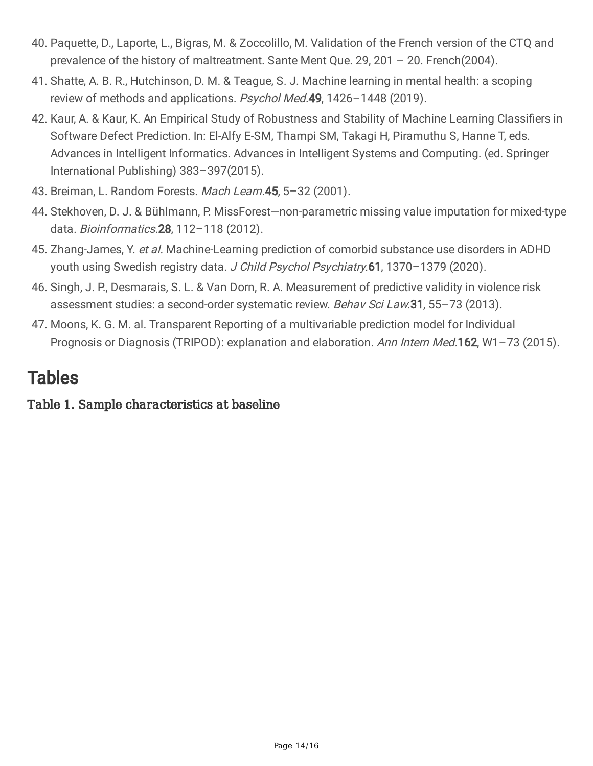40. Paquette, D., Laporte, L., Bigras, M. & Zoccolillo, M. Validation of the French version of the CTQ and prevalence of the history of maltreatment. Sante Ment Que. 29, 201 – 20. French(2004).
41. Shatte, A. B. R., Hutchinson, D. M. & Teague, S. J. Machine learning in mental health: a scoping review of methods and applications. *Psychol Med.* **49**, 1426–1448 (2019).
42. Kaur, A. & Kaur, K. An Empirical Study of Robustness and Stability of Machine Learning Classifiers in Software Defect Prediction. In: El-Alfy E-SM, Thampi SM, Takagi H, Piramuthu S, Hanne T, eds. Advances in Intelligent Informatics. Advances in Intelligent Systems and Computing. (ed. Springer International Publishing) 383–397(2015).
43. Breiman, L. Random Forests. *Mach Learn.* **45**, 5–32 (2001).
44. Stekhoven, D. J. & Bühlmann, P. MissForest—non-parametric missing value imputation for mixed-type data. *Bioinformatics.* **28**, 112–118 (2012).
45. Zhang-James, Y. *et al.* Machine-Learning prediction of comorbid substance use disorders in ADHD youth using Swedish registry data. *J Child Psychol Psychiatry.* **61**, 1370–1379 (2020).
46. Singh, J. P., Desmarais, S. L. & Van Dorn, R. A. Measurement of predictive validity in violence risk assessment studies: a second-order systematic review. *Behav Sci Law.* **31**, 55–73 (2013).
47. Moons, K. G. M. al. Transparent Reporting of a multivariable prediction model for Individual Prognosis or Diagnosis (TRIPOD): explanation and elaboration. *Ann Intern Med.* **162**, W1–73 (2015).

# Tables

### Table 1. Sample characteristics at baseline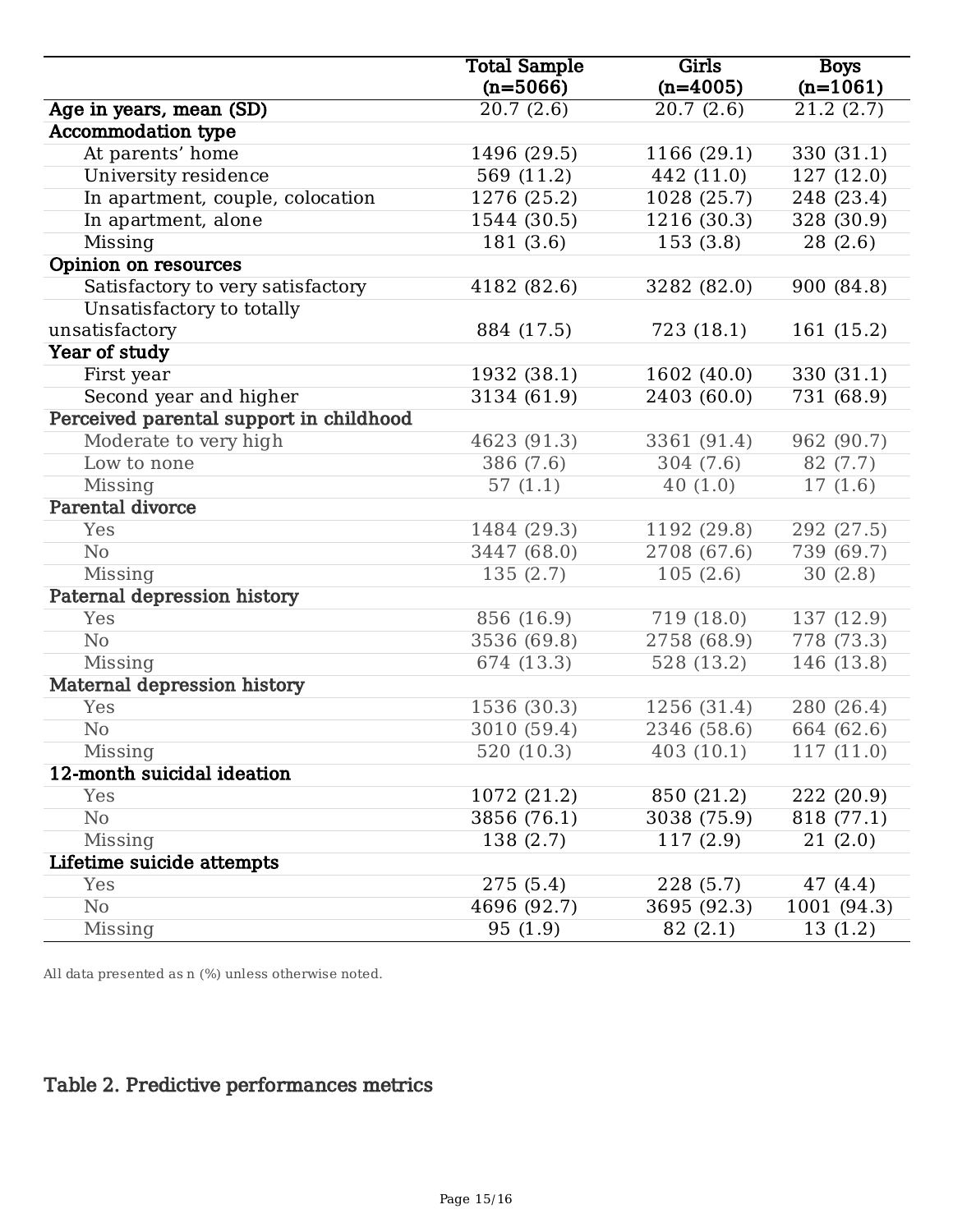| | Total Sample (n=5066) | Girls (n=4005) | Boys (n=1061) |
|---|---|---|---|
| **Age in years, mean (SD)** | 20.7 (2.6) | 20.7 (2.6) | 21.2 (2.7) |
| **Accommodation type** | | | |
| At parents' home | 1496 (29.5) | 1166 (29.1) | 330 (31.1) |
| University residence | 569 (11.2) | 442 (11.0) | 127 (12.0) |
| In apartment, couple, colocation | 1276 (25.2) | 1028 (25.7) | 248 (23.4) |
| In apartment, alone | 1544 (30.5) | 1216 (30.3) | 328 (30.9) |
| Missing | 181 (3.6) | 153 (3.8) | 28 (2.6) |
| **Opinion on resources** | | | |
| Satisfactory to very satisfactory | 4182 (82.6) | 3282 (82.0) | 900 (84.8) |
| Unsatisfactory to totally unsatisfactory | 884 (17.5) | 723 (18.1) | 161 (15.2) |
| **Year of study** | | | |
| First year | 1932 (38.1) | 1602 (40.0) | 330 (31.1) |
| Second year and higher | 3134 (61.9) | 2403 (60.0) | 731 (68.9) |
| **Perceived parental support in childhood** | | | |
| Moderate to very high | 4623 (91.3) | 3361 (91.4) | 962 (90.7) |
| Low to none | 386 (7.6) | 304 (7.6) | 82 (7.7) |
| Missing | 57 (1.1) | 40 (1.0) | 17 (1.6) |
| **Parental divorce** | | | |
| Yes | 1484 (29.3) | 1192 (29.8) | 292 (27.5) |
| No | 3447 (68.0) | 2708 (67.6) | 739 (69.7) |
| Missing | 135 (2.7) | 105 (2.6) | 30 (2.8) |
| **Paternal depression history** | | | |
| Yes | 856 (16.9) | 719 (18.0) | 137 (12.9) |
| No | 3536 (69.8) | 2758 (68.9) | 778 (73.3) |
| Missing | 674 (13.3) | 528 (13.2) | 146 (13.8) |
| **Maternal depression history** | | | |
| Yes | 1536 (30.3) | 1256 (31.4) | 280 (26.4) |
| No | 3010 (59.4) | 2346 (58.6) | 664 (62.6) |
| Missing | 520 (10.3) | 403 (10.1) | 117 (11.0) |
| **12-month suicidal ideation** | | | |
| Yes | 1072 (21.2) | 850 (21.2) | 222 (20.9) |
| No | 3856 (76.1) | 3038 (75.9) | 818 (77.1) |
| Missing | 138 (2.7) | 117 (2.9) | 21 (2.0) |
| **Lifetime suicide attempts** | | | |
| Yes | 275 (5.4) | 228 (5.7) | 47 (4.4) |
| No | 4696 (92.7) | 3695 (92.3) | 1001 (94.3) |
| Missing | 95 (1.9) | 82 (2.1) | 13 (1.2) |

All data presented as n (%) unless otherwise noted.

## Table 2. Predictive performances metrics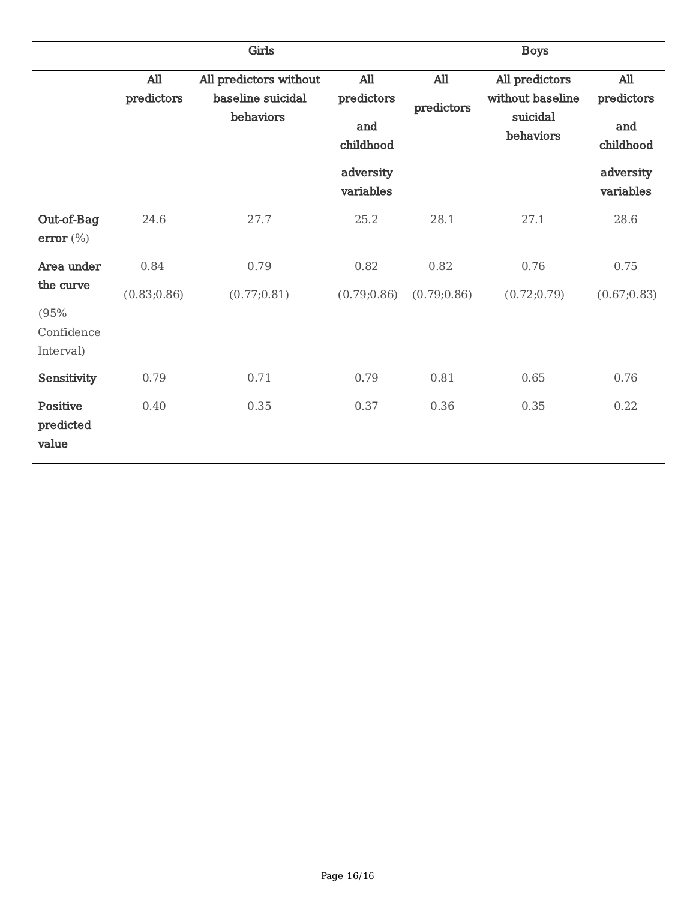| | Girls | | | Boys | | |
|---|---|---|---|---|---|---|
| | All predictors | All predictors without baseline suicidal behaviors | All predictors and childhood adversity variables | All predictors | All predictors without baseline suicidal behaviors | All predictors and childhood adversity variables |
| **Out-of-Bag error** (%) | 24.6 | 27.7 | 25.2 | 28.1 | 27.1 | 28.6 |
| **Area under the curve** (95% Confidence Interval) | 0.84 (0.83;0.86) | 0.79 (0.77;0.81) | 0.82 (0.79;0.86) | 0.82 (0.79;0.86) | 0.76 (0.72;0.79) | 0.75 (0.67;0.83) |
| **Sensitivity** | 0.79 | 0.71 | 0.79 | 0.81 | 0.65 | 0.76 |
| **Positive predicted value** | 0.40 | 0.35 | 0.37 | 0.36 | 0.35 | 0.22 |